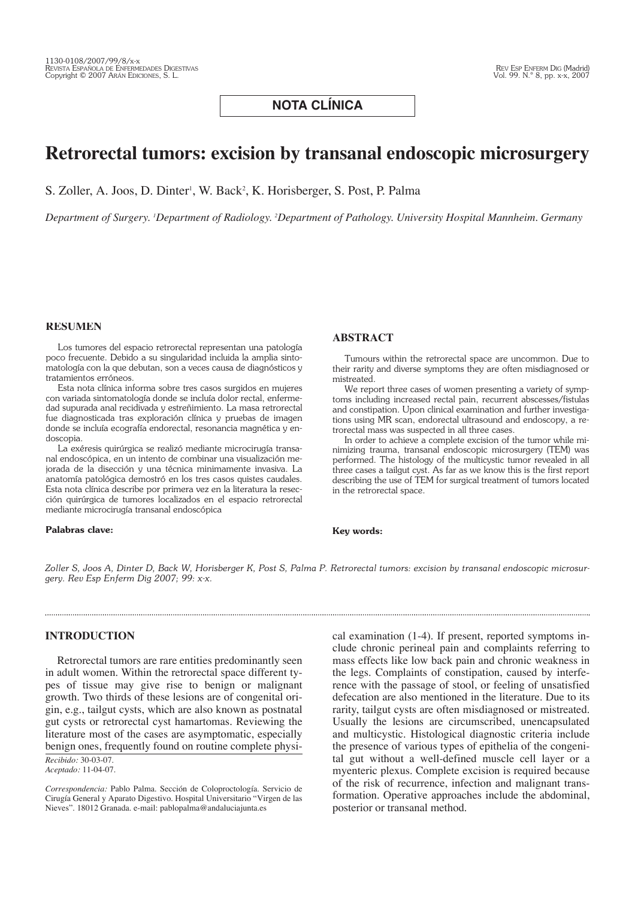NOTA CLÍNICA

# Retrorectal tumors: excision by transanal endoscopic microsurgery

S. Zoller, A. Joos, D. Dinter[1], W. Back[2], K. Horisberger, S. Post, P. Palma

*Department of Surgery. [1]Department of Radiology. [2]Department of Pathology. University Hospital Mannheim. Germany*

## RESUMEN

Los tumores del espacio retrorectal representan una patología poco frecuente. Debido a su singularidad incluida la amplia sintomatología con la que debutan, son a veces causa de diagnósticos y tratamientos erróneos.

Esta nota clínica informa sobre tres casos surgidos en mujeres con variada sintomatología donde se incluía dolor rectal, enfermedad supurada anal recidivada y estreñimiento. La masa retrorectal fue diagnosticada tras exploración clínica y pruebas de imagen donde se incluía ecografía endorectal, resonancia magnética y endoscopia.

La exéresis quirúrgica se realizó mediante microcirugía transanal endoscópica, en un intento de combinar una visualización mejorada de la disección y una técnica minimamente invasiva. La anatomía patológica demostró en los tres casos quistes caudales. Esta nota clínica describe por primera vez en la literatura la resección quirúrgica de tumores localizados en el espacio retrorectal mediante microcirugía transanal endoscópica

**Palabras clave:**

## ABSTRACT

Tumours within the retrorectal space are uncommon. Due to their rarity and diverse symptoms they are often misdiagnosed or mistreated.

We report three cases of women presenting a variety of symptoms including increased rectal pain, recurrent abscesses/fistulas and constipation. Upon clinical examination and further investigations using MR scan, endorectal ultrasound and endoscopy, a retrorectal mass was suspected in all three cases.

In order to achieve a complete excision of the tumor while minimizing trauma, transanal endoscopic microsurgery (TEM) was performed. The histology of the multicystic tumor revealed in all three cases a tailgut cyst. As far as we know this is the first report describing the use of TEM for surgical treatment of tumors located in the retrorectal space.

**Key words:**

*Zoller S, Joos A, Dinter D, Back W, Horisberger K, Post S, Palma P. Retrorectal tumors: excision by transanal endoscopic microsurgery. Rev Esp Enferm Dig 2007; 99: x-x.*

## INTRODUCTION

Retrorectal tumors are rare entities predominantly seen in adult women. Within the retrorectal space different types of tissue may give rise to benign or malignant growth. Two thirds of these lesions are of congenital origin, e.g., tailgut cysts, which are also known as postnatal gut cysts or retrorectal cyst hamartomas. Reviewing the literature most of the cases are asymptomatic, especially benign ones, frequently found on routine complete physical examination (1-4). If present, reported symptoms include chronic perineal pain and complaints referring to mass effects like low back pain and chronic weakness in the legs. Complaints of constipation, caused by interference with the passage of stool, or feeling of unsatisfied defecation are also mentioned in the literature. Due to its rarity, tailgut cysts are often misdiagnosed or mistreated. Usually the lesions are circumscribed, unencapsulated and multicystic. Histological diagnostic criteria include the presence of various types of epithelia of the congenital gut without a well-defined muscle cell layer or a myenteric plexus. Complete excision is required because of the risk of recurrence, infection and malignant transformation. Operative approaches include the abdominal, posterior or transanal method.

*Recibido:* 30-03-07.
*Aceptado:* 11-04-07.

*Correspondencia:* Pablo Palma. Sección de Coloproctología. Servicio de Cirugía General y Aparato Digestivo. Hospital Universitario "Virgen de las Nieves". 18012 Granada. e-mail: pablopalma@andaluciajunta.es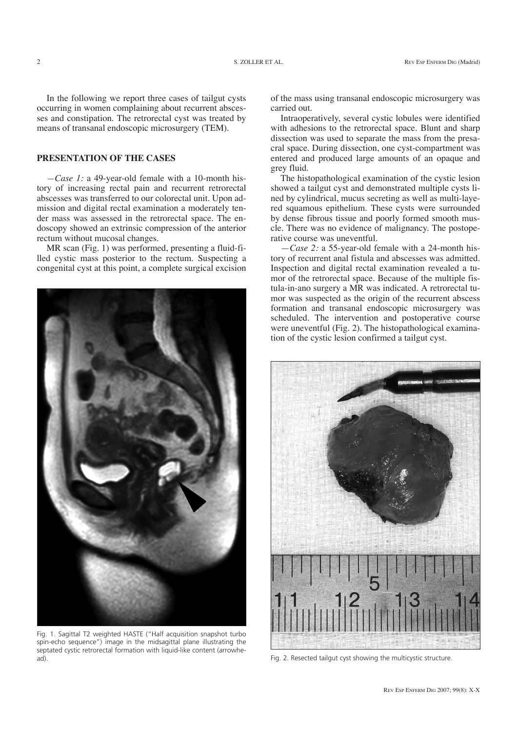In the following we report three cases of tailgut cysts occurring in women complaining about recurrent abscesses and constipation. The retrorectal cyst was treated by means of transanal endoscopic microsurgery (TEM).

## PRESENTATION OF THE CASES

—*Case 1:* a 49-year-old female with a 10-month history of increasing rectal pain and recurrent retrorectal abscesses was transferred to our colorectal unit. Upon admission and digital rectal examination a moderately tender mass was assessed in the retrorectal space. The endoscopy showed an extrinsic compression of the anterior rectum without mucosal changes.

MR scan (Fig. 1) was performed, presenting a fluid-filled cystic mass posterior to the rectum. Suspecting a congenital cyst at this point, a complete surgical excision of the mass using transanal endoscopic microsurgery was carried out.

Fig. 1. Sagittal T2 weighted HASTE ("Half acquisition snapshot turbo spin-echo sequence") image in the midsagittal plane illustrating the septated cystic retrorectal formation with liquid-like content (arrowhead).

Intraoperatively, several cystic lobules were identified with adhesions to the retrorectal space. Blunt and sharp dissection was used to separate the mass from the presacral space. During dissection, one cyst-compartment was entered and produced large amounts of an opaque and grey fluid.

The histopathological examination of the cystic lesion showed a tailgut cyst and demonstrated multiple cysts lined by cylindrical, mucus secreting as well as multi-layered squamous epithelium. These cysts were surrounded by dense fibrous tissue and poorly formed smooth muscle. There was no evidence of malignancy. The postoperative course was uneventful.

—*Case 2:* a 55-year-old female with a 24-month history of recurrent anal fistula and abscesses was admitted. Inspection and digital rectal examination revealed a tumor of the retrorectal space. Because of the multiple fistula-in-ano surgery a MR was indicated. A retrorectal tumor was suspected as the origin of the recurrent abscess formation and transanal endoscopic microsurgery was scheduled. The intervention and postoperative course were uneventful (Fig. 2). The histopathological examination of the cystic lesion confirmed a tailgut cyst.

Fig. 2. Resected tailgut cyst showing the multicystic structure.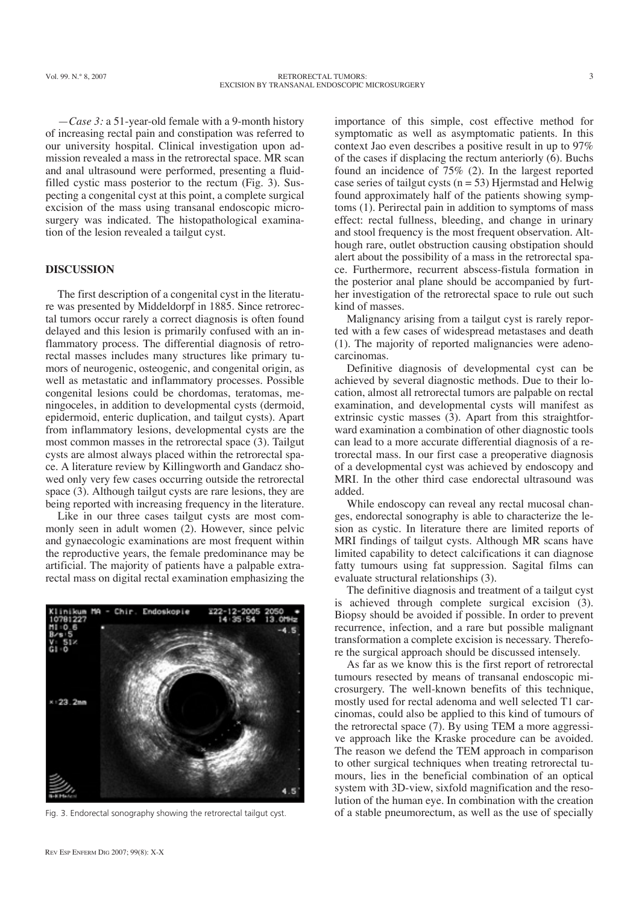—*Case 3:* a 51-year-old female with a 9-month history of increasing rectal pain and constipation was referred to our university hospital. Clinical investigation upon admission revealed a mass in the retrorectal space. MR scan and anal ultrasound were performed, presenting a fluid-filled cystic mass posterior to the rectum (Fig. 3). Suspecting a congenital cyst at this point, a complete surgical excision of the mass using transanal endoscopic microsurgery was indicated. The histopathological examination of the lesion revealed a tailgut cyst.

## DISCUSSION

The first description of a congenital cyst in the literature was presented by Middeldorpf in 1885. Since retrorectal tumors occur rarely a correct diagnosis is often found delayed and this lesion is primarily confused with an inflammatory process. The differential diagnosis of retrorectal masses includes many structures like primary tumors of neurogenic, osteogenic, and congenital origin, as well as metastatic and inflammatory processes. Possible congenital lesions could be chordomas, teratomas, meningoceles, in addition to developmental cysts (dermoid, epidermoid, enteric duplication, and tailgut cysts). Apart from inflammatory lesions, developmental cysts are the most common masses in the retrorectal space (3). Tailgut cysts are almost always placed within the retrorectal space. A literature review by Killingworth and Gandacz showed only very few cases occurring outside the retrorectal space (3). Although tailgut cysts are rare lesions, they are being reported with increasing frequency in the literature.

Like in our three cases tailgut cysts are most commonly seen in adult women (2). However, since pelvic and gynaecologic examinations are most frequent within the reproductive years, the female predominance may be artificial. The majority of patients have a palpable extrarectal mass on digital rectal examination emphasizing the importance of this simple, cost effective method for symptomatic as well as asymptomatic patients. In this context Jao even describes a positive result in up to 97% of the cases if displacing the rectum anteriorly (6). Buchs found an incidence of 75% (2). In the largest reported case series of tailgut cysts (n = 53) Hjermstad and Helwig found approximately half of the patients showing symptoms (1). Perirectal pain in addition to symptoms of mass effect: rectal fullness, bleeding, and change in urinary and stool frequency is the most frequent observation. Although rare, outlet obstruction causing obstipation should alert about the possibility of a mass in the retrorectal space. Furthermore, recurrent abscess-fistula formation in the posterior anal plane should be accompanied by further investigation of the retrorectal space to rule out such kind of masses.

Fig. 3. Endorectal sonography showing the retrorectal tailgut cyst.

Malignancy arising from a tailgut cyst is rarely reported with a few cases of widespread metastases and death (1). The majority of reported malignancies were adenocarcinomas.

Definitive diagnosis of developmental cyst can be achieved by several diagnostic methods. Due to their location, almost all retrorectal tumors are palpable on rectal examination, and developmental cysts will manifest as extrinsic cystic masses (3). Apart from this straightforward examination a combination of other diagnostic tools can lead to a more accurate differential diagnosis of a retrorectal mass. In our first case a preoperative diagnosis of a developmental cyst was achieved by endoscopy and MRI. In the other third case endorectal ultrasound was added.

While endoscopy can reveal any rectal mucosal changes, endorectal sonography is able to characterize the lesion as cystic. In literature there are limited reports of MRI findings of tailgut cysts. Although MR scans have limited capability to detect calcifications it can diagnose fatty tumours using fat suppression. Sagital films can evaluate structural relationships (3).

The definitive diagnosis and treatment of a tailgut cyst is achieved through complete surgical excision (3). Biopsy should be avoided if possible. In order to prevent recurrence, infection, and a rare but possible malignant transformation a complete excision is necessary. Therefore the surgical approach should be discussed intensely.

As far as we know this is the first report of retrorectal tumours resected by means of transanal endoscopic microsurgery. The well-known benefits of this technique, mostly used for rectal adenoma and well selected T1 carcinomas, could also be applied to this kind of tumours of the retrorectal space (7). By using TEM a more aggressive approach like the Kraske procedure can be avoided. The reason we defend the TEM approach in comparison to other surgical techniques when treating retrorectal tumours, lies in the beneficial combination of an optical system with 3D-view, sixfold magnification and the resolution of the human eye. In combination with the creation of a stable pneumorectum, as well as the use of specially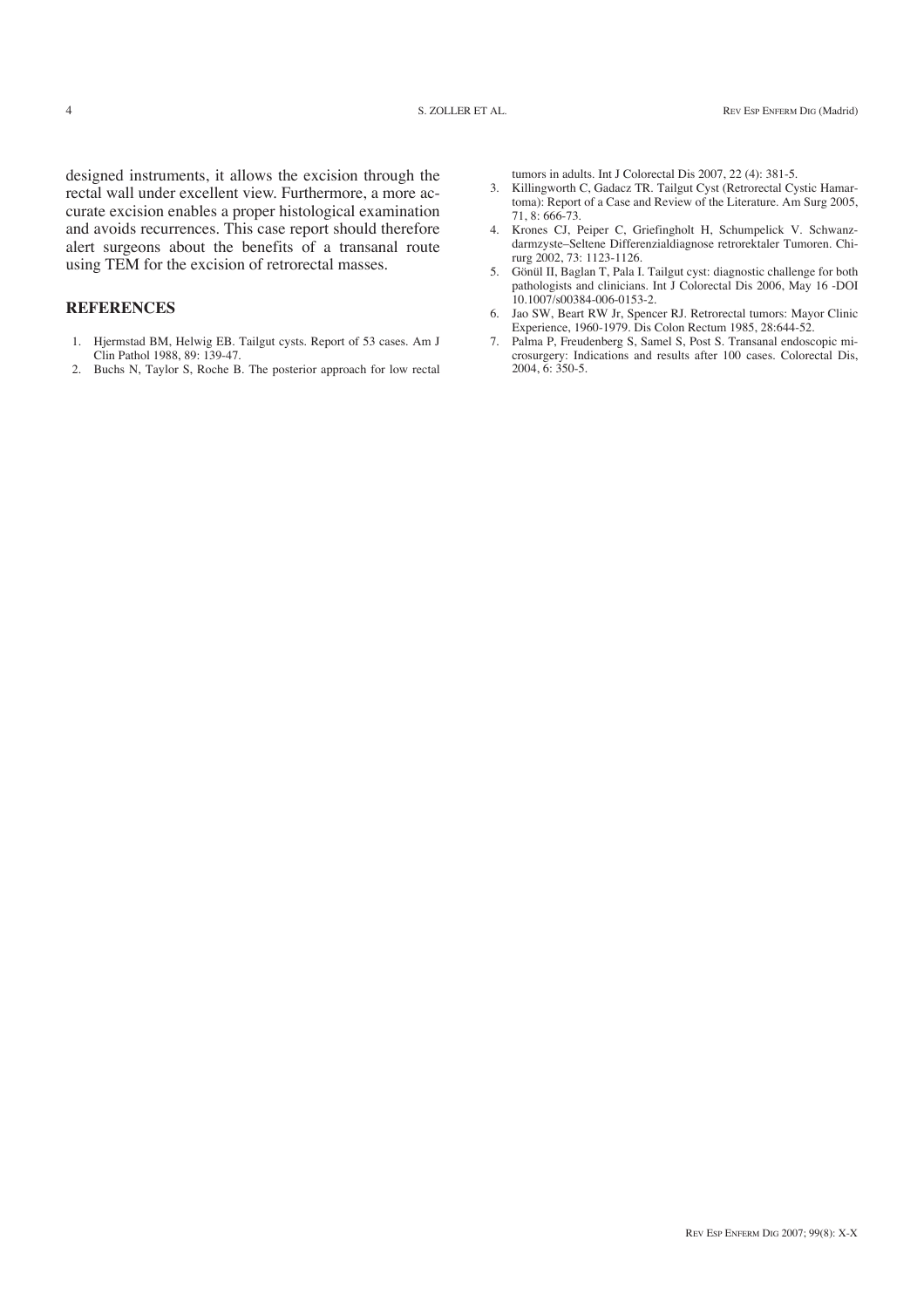designed instruments, it allows the excision through the rectal wall under excellent view. Furthermore, a more accurate excision enables a proper histological examination and avoids recurrences. This case report should therefore alert surgeons about the benefits of a transanal route using TEM for the excision of retrorectal masses.

## REFERENCES

1. Hjermstad BM, Helwig EB. Tailgut cysts. Report of 53 cases. Am J Clin Pathol 1988, 89: 139-47.
2. Buchs N, Taylor S, Roche B. The posterior approach for low rectal tumors in adults. Int J Colorectal Dis 2007, 22 (4): 381-5.
3. Killingworth C, Gadacz TR. Tailgut Cyst (Retrorectal Cystic Hamartoma): Report of a Case and Review of the Literature. Am Surg 2005, 71, 8: 666-73.
4. Krones CJ, Peiper C, Griefingholt H, Schumpelick V. Schwanzdarmzyste–Seltene Differenzialdiagnose retrorektaler Tumoren. Chirurg 2002, 73: 1123-1126.
5. Gönül II, Baglan T, Pala I. Tailgut cyst: diagnostic challenge for both pathologists and clinicians. Int J Colorectal Dis 2006, May 16 -DOI 10.1007/s00384-006-0153-2.
6. Jao SW, Beart RW Jr, Spencer RJ. Retrorectal tumors: Mayor Clinic Experience, 1960-1979. Dis Colon Rectum 1985, 28:644-52.
7. Palma P, Freudenberg S, Samel S, Post S. Transanal endoscopic microsurgery: Indications and results after 100 cases. Colorectal Dis, 2004, 6: 350-5.